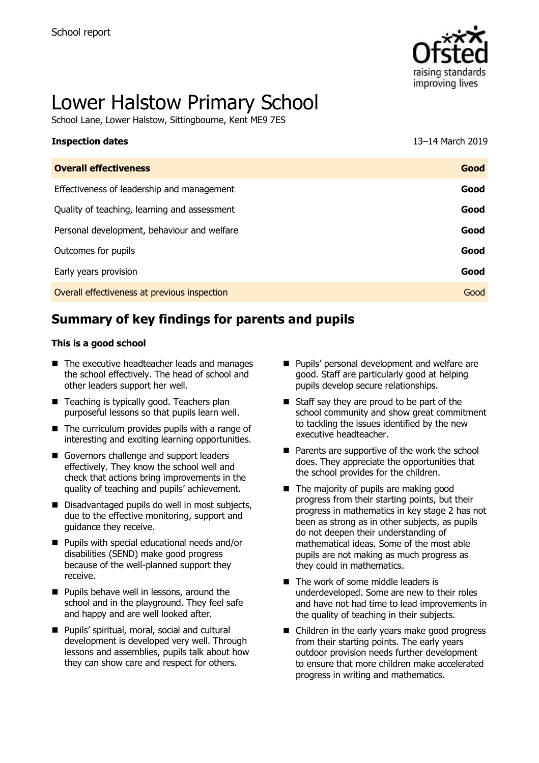School report

# Lower Halstow Primary School

School Lane, Lower Halstow, Sittingbourne, Kent ME9 7ES

| **Inspection dates** | 13–14 March 2019 |
| --- | --- |
| **Overall effectiveness** | **Good** |
| Effectiveness of leadership and management | **Good** |
| Quality of teaching, learning and assessment | **Good** |
| Personal development, behaviour and welfare | **Good** |
| Outcomes for pupils | **Good** |
| Early years provision | **Good** |
| Overall effectiveness at previous inspection | Good |

## Summary of key findings for parents and pupils

**This is a good school**

- The executive headteacher leads and manages the school effectively. The head of school and other leaders support her well.
- Teaching is typically good. Teachers plan purposeful lessons so that pupils learn well.
- The curriculum provides pupils with a range of interesting and exciting learning opportunities.
- Governors challenge and support leaders effectively. They know the school well and check that actions bring improvements in the quality of teaching and pupils' achievement.
- Disadvantaged pupils do well in most subjects, due to the effective monitoring, support and guidance they receive.
- Pupils with special educational needs and/or disabilities (SEND) make good progress because of the well-planned support they receive.
- Pupils behave well in lessons, around the school and in the playground. They feel safe and happy and are well looked after.
- Pupils' spiritual, moral, social and cultural development is developed very well. Through lessons and assemblies, pupils talk about how they can show care and respect for others.
- Pupils' personal development and welfare are good. Staff are particularly good at helping pupils develop secure relationships.
- Staff say they are proud to be part of the school community and show great commitment to tackling the issues identified by the new executive headteacher.
- Parents are supportive of the work the school does. They appreciate the opportunities that the school provides for the children.
- The majority of pupils are making good progress from their starting points, but their progress in mathematics in key stage 2 has not been as strong as in other subjects, as pupils do not deepen their understanding of mathematical ideas. Some of the most able pupils are not making as much progress as they could in mathematics.
- The work of some middle leaders is underdeveloped. Some are new to their roles and have not had time to lead improvements in the quality of teaching in their subjects.
- Children in the early years make good progress from their starting points. The early years outdoor provision needs further development to ensure that more children make accelerated progress in writing and mathematics.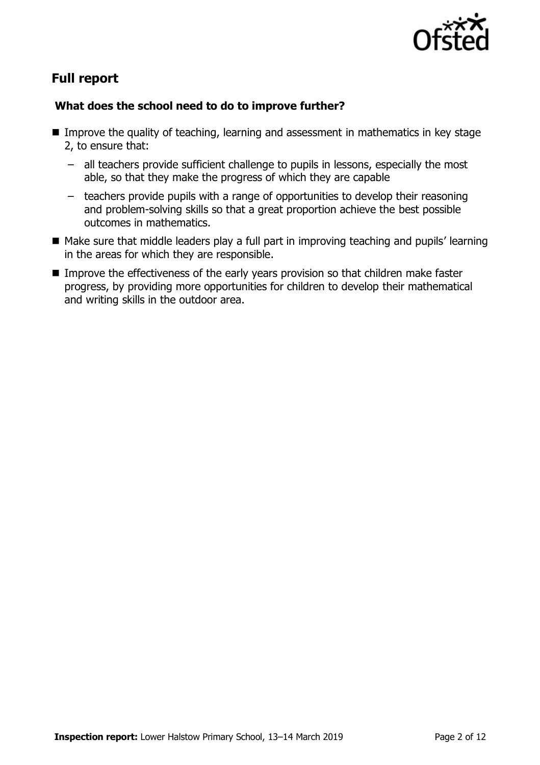## Full report

### What does the school need to do to improve further?

- Improve the quality of teaching, learning and assessment in mathematics in key stage 2, to ensure that:
  - all teachers provide sufficient challenge to pupils in lessons, especially the most able, so that they make the progress of which they are capable
  - teachers provide pupils with a range of opportunities to develop their reasoning and problem-solving skills so that a great proportion achieve the best possible outcomes in mathematics.
- Make sure that middle leaders play a full part in improving teaching and pupils' learning in the areas for which they are responsible.
- Improve the effectiveness of the early years provision so that children make faster progress, by providing more opportunities for children to develop their mathematical and writing skills in the outdoor area.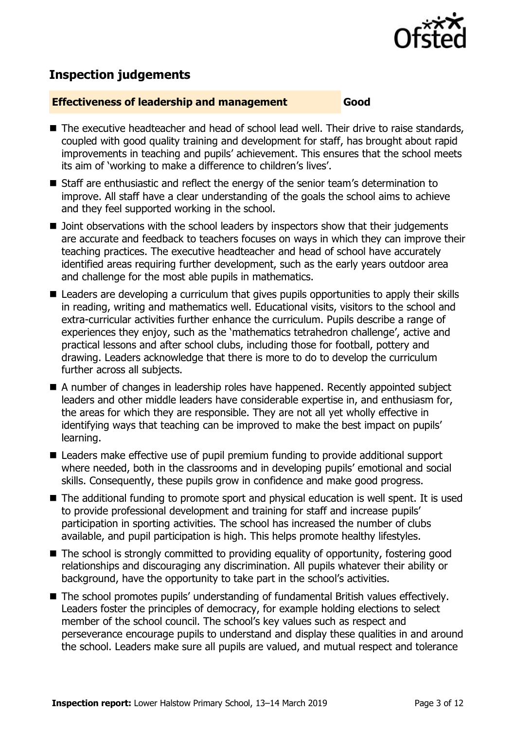## Inspection judgements

**Effectiveness of leadership and management** **Good**

- The executive headteacher and head of school lead well. Their drive to raise standards, coupled with good quality training and development for staff, has brought about rapid improvements in teaching and pupils' achievement. This ensures that the school meets its aim of 'working to make a difference to children's lives'.
- Staff are enthusiastic and reflect the energy of the senior team's determination to improve. All staff have a clear understanding of the goals the school aims to achieve and they feel supported working in the school.
- Joint observations with the school leaders by inspectors show that their judgements are accurate and feedback to teachers focuses on ways in which they can improve their teaching practices. The executive headteacher and head of school have accurately identified areas requiring further development, such as the early years outdoor area and challenge for the most able pupils in mathematics.
- Leaders are developing a curriculum that gives pupils opportunities to apply their skills in reading, writing and mathematics well. Educational visits, visitors to the school and extra-curricular activities further enhance the curriculum. Pupils describe a range of experiences they enjoy, such as the 'mathematics tetrahedron challenge', active and practical lessons and after school clubs, including those for football, pottery and drawing. Leaders acknowledge that there is more to do to develop the curriculum further across all subjects.
- A number of changes in leadership roles have happened. Recently appointed subject leaders and other middle leaders have considerable expertise in, and enthusiasm for, the areas for which they are responsible. They are not all yet wholly effective in identifying ways that teaching can be improved to make the best impact on pupils' learning.
- Leaders make effective use of pupil premium funding to provide additional support where needed, both in the classrooms and in developing pupils' emotional and social skills. Consequently, these pupils grow in confidence and make good progress.
- The additional funding to promote sport and physical education is well spent. It is used to provide professional development and training for staff and increase pupils' participation in sporting activities. The school has increased the number of clubs available, and pupil participation is high. This helps promote healthy lifestyles.
- The school is strongly committed to providing equality of opportunity, fostering good relationships and discouraging any discrimination. All pupils whatever their ability or background, have the opportunity to take part in the school's activities.
- The school promotes pupils' understanding of fundamental British values effectively. Leaders foster the principles of democracy, for example holding elections to select member of the school council. The school's key values such as respect and perseverance encourage pupils to understand and display these qualities in and around the school. Leaders make sure all pupils are valued, and mutual respect and tolerance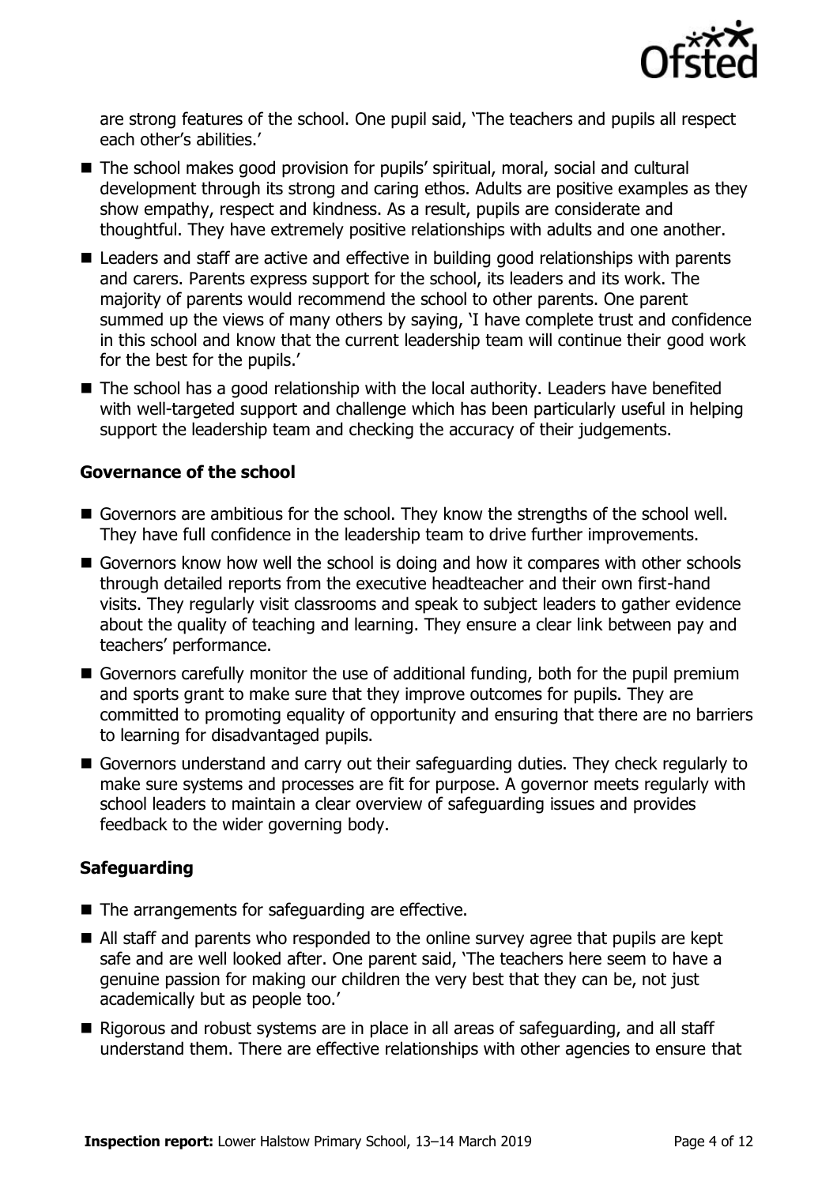are strong features of the school. One pupil said, 'The teachers and pupils all respect each other's abilities.'

- The school makes good provision for pupils' spiritual, moral, social and cultural development through its strong and caring ethos. Adults are positive examples as they show empathy, respect and kindness. As a result, pupils are considerate and thoughtful. They have extremely positive relationships with adults and one another.
- Leaders and staff are active and effective in building good relationships with parents and carers. Parents express support for the school, its leaders and its work. The majority of parents would recommend the school to other parents. One parent summed up the views of many others by saying, 'I have complete trust and confidence in this school and know that the current leadership team will continue their good work for the best for the pupils.'
- The school has a good relationship with the local authority. Leaders have benefited with well-targeted support and challenge which has been particularly useful in helping support the leadership team and checking the accuracy of their judgements.

### Governance of the school

- Governors are ambitious for the school. They know the strengths of the school well. They have full confidence in the leadership team to drive further improvements.
- Governors know how well the school is doing and how it compares with other schools through detailed reports from the executive headteacher and their own first-hand visits. They regularly visit classrooms and speak to subject leaders to gather evidence about the quality of teaching and learning. They ensure a clear link between pay and teachers' performance.
- Governors carefully monitor the use of additional funding, both for the pupil premium and sports grant to make sure that they improve outcomes for pupils. They are committed to promoting equality of opportunity and ensuring that there are no barriers to learning for disadvantaged pupils.
- Governors understand and carry out their safeguarding duties. They check regularly to make sure systems and processes are fit for purpose. A governor meets regularly with school leaders to maintain a clear overview of safeguarding issues and provides feedback to the wider governing body.

### Safeguarding

- The arrangements for safeguarding are effective.
- All staff and parents who responded to the online survey agree that pupils are kept safe and are well looked after. One parent said, 'The teachers here seem to have a genuine passion for making our children the very best that they can be, not just academically but as people too.'
- Rigorous and robust systems are in place in all areas of safeguarding, and all staff understand them. There are effective relationships with other agencies to ensure that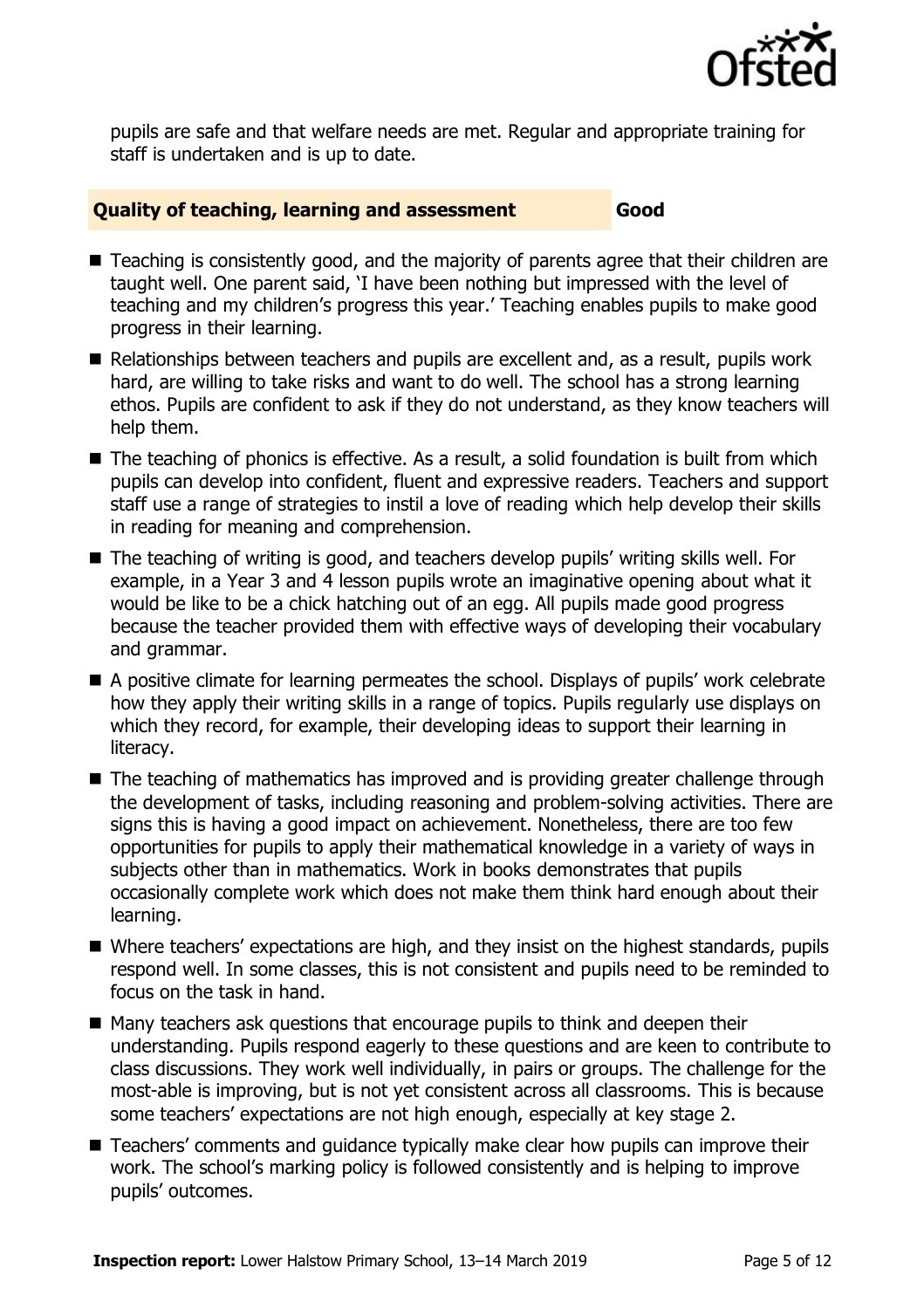pupils are safe and that welfare needs are met. Regular and appropriate training for staff is undertaken and is up to date.

## Quality of teaching, learning and assessment — Good

- Teaching is consistently good, and the majority of parents agree that their children are taught well. One parent said, 'I have been nothing but impressed with the level of teaching and my children's progress this year.' Teaching enables pupils to make good progress in their learning.
- Relationships between teachers and pupils are excellent and, as a result, pupils work hard, are willing to take risks and want to do well. The school has a strong learning ethos. Pupils are confident to ask if they do not understand, as they know teachers will help them.
- The teaching of phonics is effective. As a result, a solid foundation is built from which pupils can develop into confident, fluent and expressive readers. Teachers and support staff use a range of strategies to instil a love of reading which help develop their skills in reading for meaning and comprehension.
- The teaching of writing is good, and teachers develop pupils' writing skills well. For example, in a Year 3 and 4 lesson pupils wrote an imaginative opening about what it would be like to be a chick hatching out of an egg. All pupils made good progress because the teacher provided them with effective ways of developing their vocabulary and grammar.
- A positive climate for learning permeates the school. Displays of pupils' work celebrate how they apply their writing skills in a range of topics. Pupils regularly use displays on which they record, for example, their developing ideas to support their learning in literacy.
- The teaching of mathematics has improved and is providing greater challenge through the development of tasks, including reasoning and problem-solving activities. There are signs this is having a good impact on achievement. Nonetheless, there are too few opportunities for pupils to apply their mathematical knowledge in a variety of ways in subjects other than in mathematics. Work in books demonstrates that pupils occasionally complete work which does not make them think hard enough about their learning.
- Where teachers' expectations are high, and they insist on the highest standards, pupils respond well. In some classes, this is not consistent and pupils need to be reminded to focus on the task in hand.
- Many teachers ask questions that encourage pupils to think and deepen their understanding. Pupils respond eagerly to these questions and are keen to contribute to class discussions. They work well individually, in pairs or groups. The challenge for the most-able is improving, but is not yet consistent across all classrooms. This is because some teachers' expectations are not high enough, especially at key stage 2.
- Teachers' comments and guidance typically make clear how pupils can improve their work. The school's marking policy is followed consistently and is helping to improve pupils' outcomes.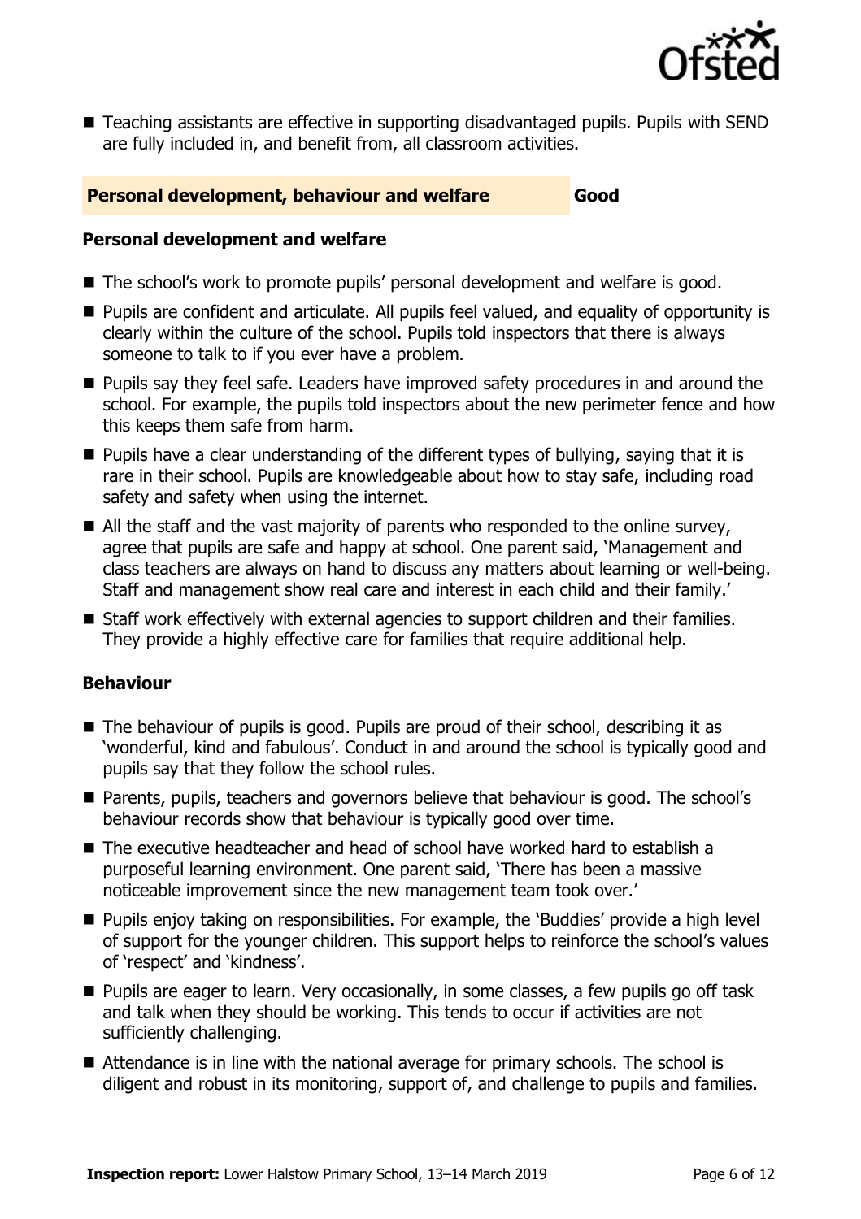- Teaching assistants are effective in supporting disadvantaged pupils. Pupils with SEND are fully included in, and benefit from, all classroom activities.

## Personal development, behaviour and welfare — Good

### Personal development and welfare

- The school's work to promote pupils' personal development and welfare is good.
- Pupils are confident and articulate. All pupils feel valued, and equality of opportunity is clearly within the culture of the school. Pupils told inspectors that there is always someone to talk to if you ever have a problem.
- Pupils say they feel safe. Leaders have improved safety procedures in and around the school. For example, the pupils told inspectors about the new perimeter fence and how this keeps them safe from harm.
- Pupils have a clear understanding of the different types of bullying, saying that it is rare in their school. Pupils are knowledgeable about how to stay safe, including road safety and safety when using the internet.
- All the staff and the vast majority of parents who responded to the online survey, agree that pupils are safe and happy at school. One parent said, 'Management and class teachers are always on hand to discuss any matters about learning or well-being. Staff and management show real care and interest in each child and their family.'
- Staff work effectively with external agencies to support children and their families. They provide a highly effective care for families that require additional help.

### Behaviour

- The behaviour of pupils is good. Pupils are proud of their school, describing it as 'wonderful, kind and fabulous'. Conduct in and around the school is typically good and pupils say that they follow the school rules.
- Parents, pupils, teachers and governors believe that behaviour is good. The school's behaviour records show that behaviour is typically good over time.
- The executive headteacher and head of school have worked hard to establish a purposeful learning environment. One parent said, 'There has been a massive noticeable improvement since the new management team took over.'
- Pupils enjoy taking on responsibilities. For example, the 'Buddies' provide a high level of support for the younger children. This support helps to reinforce the school's values of 'respect' and 'kindness'.
- Pupils are eager to learn. Very occasionally, in some classes, a few pupils go off task and talk when they should be working. This tends to occur if activities are not sufficiently challenging.
- Attendance is in line with the national average for primary schools. The school is diligent and robust in its monitoring, support of, and challenge to pupils and families.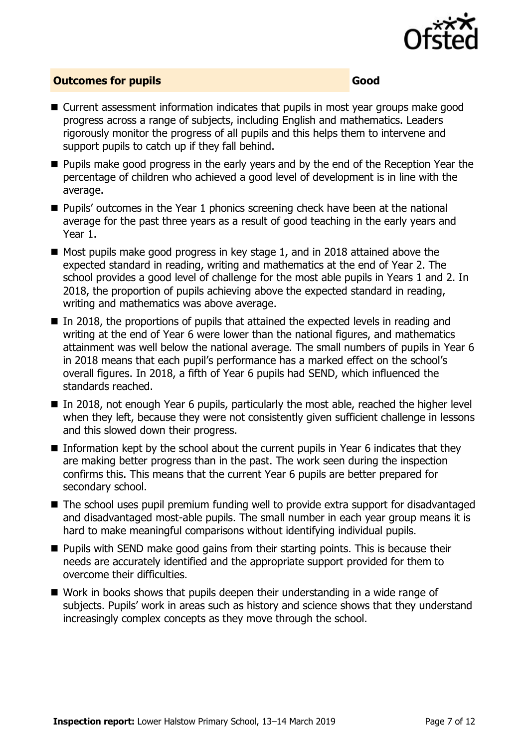## Outcomes for pupils — Good

- Current assessment information indicates that pupils in most year groups make good progress across a range of subjects, including English and mathematics. Leaders rigorously monitor the progress of all pupils and this helps them to intervene and support pupils to catch up if they fall behind.
- Pupils make good progress in the early years and by the end of the Reception Year the percentage of children who achieved a good level of development is in line with the average.
- Pupils' outcomes in the Year 1 phonics screening check have been at the national average for the past three years as a result of good teaching in the early years and Year 1.
- Most pupils make good progress in key stage 1, and in 2018 attained above the expected standard in reading, writing and mathematics at the end of Year 2. The school provides a good level of challenge for the most able pupils in Years 1 and 2. In 2018, the proportion of pupils achieving above the expected standard in reading, writing and mathematics was above average.
- In 2018, the proportions of pupils that attained the expected levels in reading and writing at the end of Year 6 were lower than the national figures, and mathematics attainment was well below the national average. The small numbers of pupils in Year 6 in 2018 means that each pupil's performance has a marked effect on the school's overall figures. In 2018, a fifth of Year 6 pupils had SEND, which influenced the standards reached.
- In 2018, not enough Year 6 pupils, particularly the most able, reached the higher level when they left, because they were not consistently given sufficient challenge in lessons and this slowed down their progress.
- Information kept by the school about the current pupils in Year 6 indicates that they are making better progress than in the past. The work seen during the inspection confirms this. This means that the current Year 6 pupils are better prepared for secondary school.
- The school uses pupil premium funding well to provide extra support for disadvantaged and disadvantaged most-able pupils. The small number in each year group means it is hard to make meaningful comparisons without identifying individual pupils.
- Pupils with SEND make good gains from their starting points. This is because their needs are accurately identified and the appropriate support provided for them to overcome their difficulties.
- Work in books shows that pupils deepen their understanding in a wide range of subjects. Pupils' work in areas such as history and science shows that they understand increasingly complex concepts as they move through the school.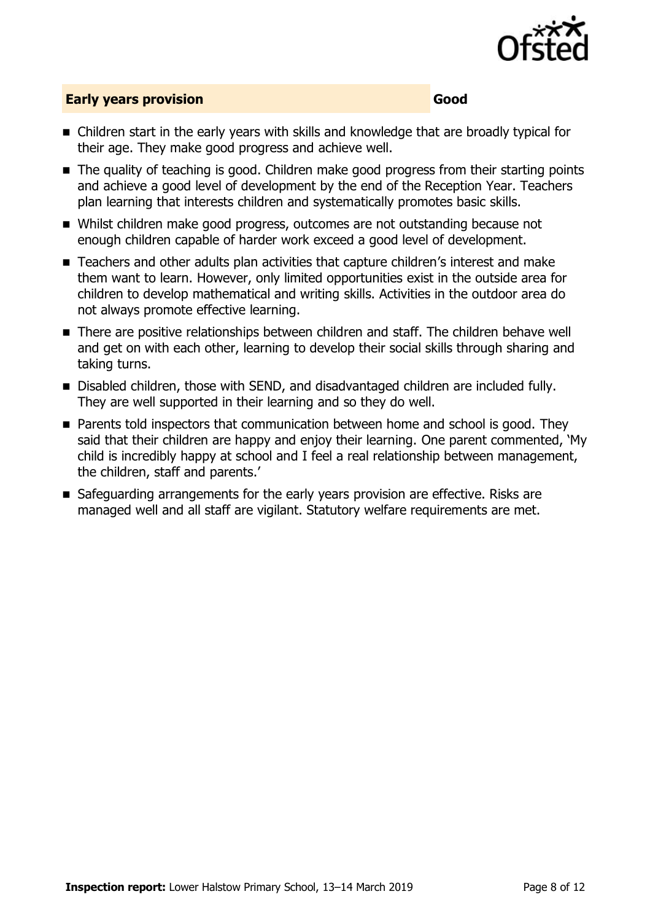## Early years provision — Good

- Children start in the early years with skills and knowledge that are broadly typical for their age. They make good progress and achieve well.
- The quality of teaching is good. Children make good progress from their starting points and achieve a good level of development by the end of the Reception Year. Teachers plan learning that interests children and systematically promotes basic skills.
- Whilst children make good progress, outcomes are not outstanding because not enough children capable of harder work exceed a good level of development.
- Teachers and other adults plan activities that capture children's interest and make them want to learn. However, only limited opportunities exist in the outside area for children to develop mathematical and writing skills. Activities in the outdoor area do not always promote effective learning.
- There are positive relationships between children and staff. The children behave well and get on with each other, learning to develop their social skills through sharing and taking turns.
- Disabled children, those with SEND, and disadvantaged children are included fully. They are well supported in their learning and so they do well.
- Parents told inspectors that communication between home and school is good. They said that their children are happy and enjoy their learning. One parent commented, 'My child is incredibly happy at school and I feel a real relationship between management, the children, staff and parents.'
- Safeguarding arrangements for the early years provision are effective. Risks are managed well and all staff are vigilant. Statutory welfare requirements are met.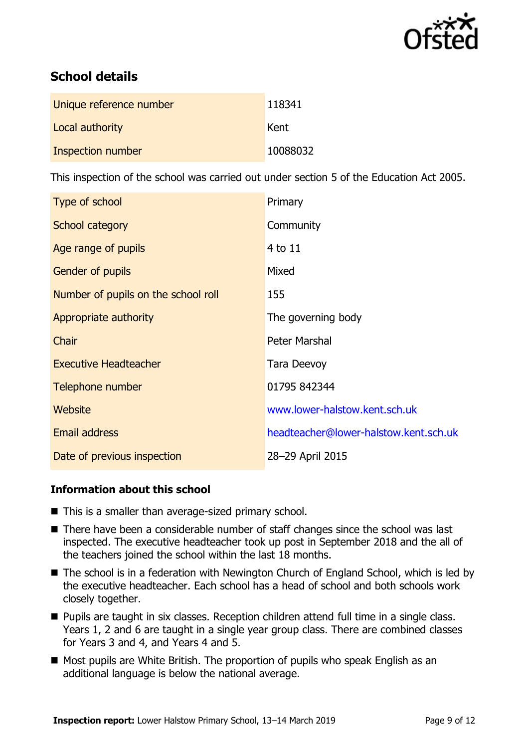## School details

| | |
|---|---|
| Unique reference number | 118341 |
| Local authority | Kent |
| Inspection number | 10088032 |

This inspection of the school was carried out under section 5 of the Education Act 2005.

| | |
|---|---|
| Type of school | Primary |
| School category | Community |
| Age range of pupils | 4 to 11 |
| Gender of pupils | Mixed |
| Number of pupils on the school roll | 155 |
| Appropriate authority | The governing body |
| Chair | Peter Marshal |
| Executive Headteacher | Tara Deevoy |
| Telephone number | 01795 842344 |
| Website | www.lower-halstow.kent.sch.uk |
| Email address | headteacher@lower-halstow.kent.sch.uk |
| Date of previous inspection | 28–29 April 2015 |

### Information about this school

- This is a smaller than average-sized primary school.
- There have been a considerable number of staff changes since the school was last inspected. The executive headteacher took up post in September 2018 and the all of the teachers joined the school within the last 18 months.
- The school is in a federation with Newington Church of England School, which is led by the executive headteacher. Each school has a head of school and both schools work closely together.
- Pupils are taught in six classes. Reception children attend full time in a single class. Years 1, 2 and 6 are taught in a single year group class. There are combined classes for Years 3 and 4, and Years 4 and 5.
- Most pupils are White British. The proportion of pupils who speak English as an additional language is below the national average.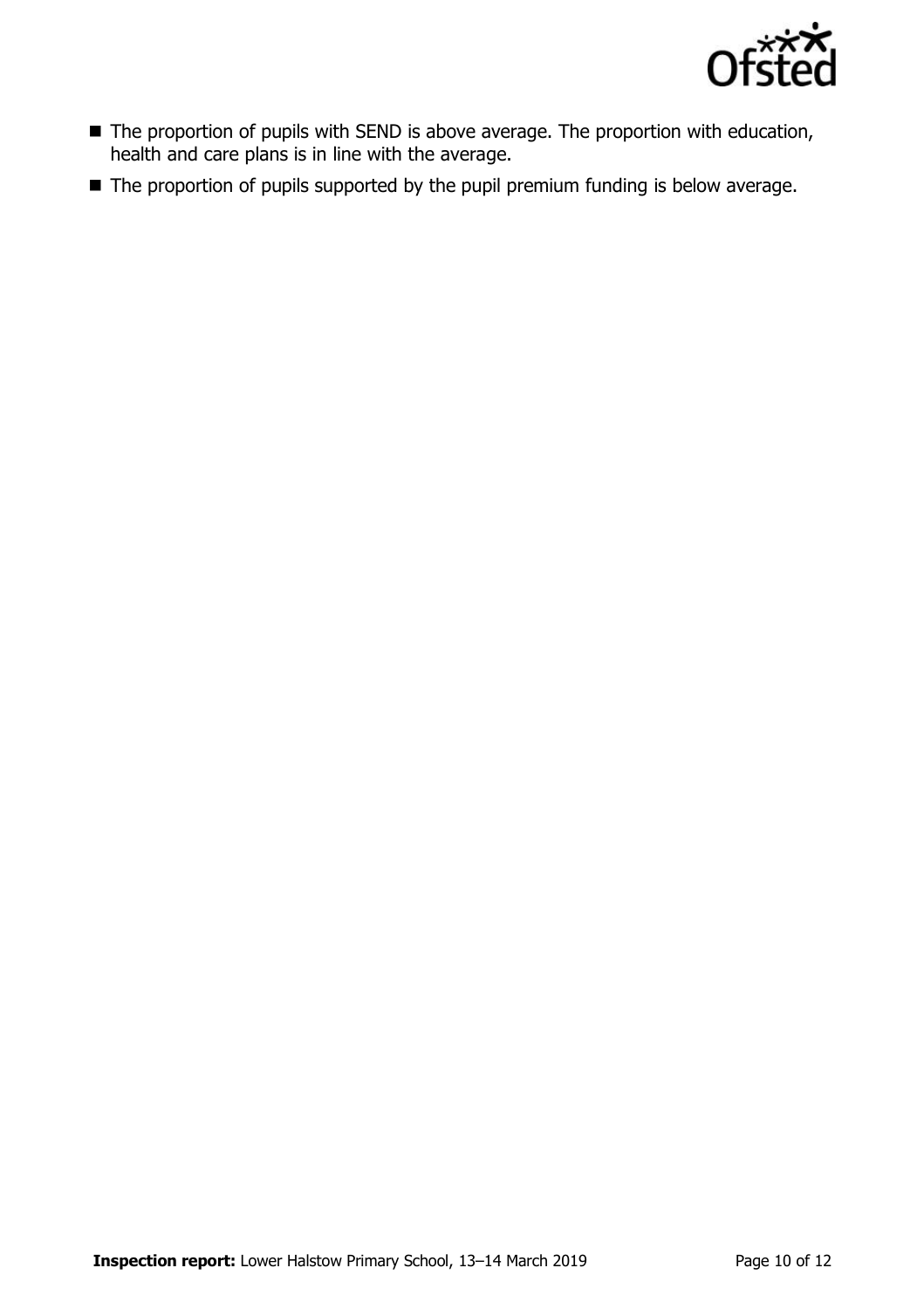- The proportion of pupils with SEND is above average. The proportion with education, health and care plans is in line with the average.
- The proportion of pupils supported by the pupil premium funding is below average.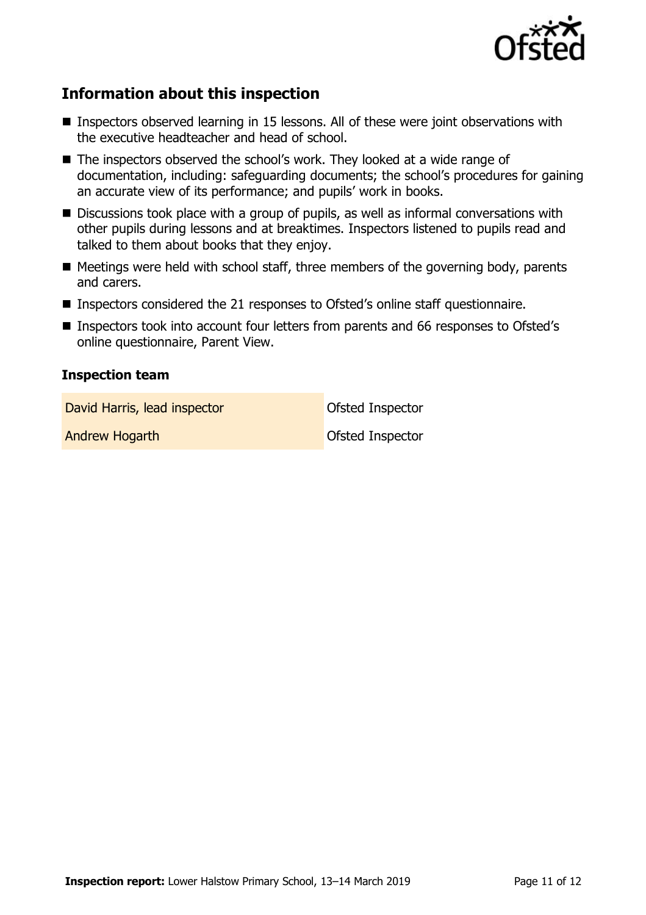## Information about this inspection

- Inspectors observed learning in 15 lessons. All of these were joint observations with the executive headteacher and head of school.
- The inspectors observed the school's work. They looked at a wide range of documentation, including: safeguarding documents; the school's procedures for gaining an accurate view of its performance; and pupils' work in books.
- Discussions took place with a group of pupils, as well as informal conversations with other pupils during lessons and at breaktimes. Inspectors listened to pupils read and talked to them about books that they enjoy.
- Meetings were held with school staff, three members of the governing body, parents and carers.
- Inspectors considered the 21 responses to Ofsted's online staff questionnaire.
- Inspectors took into account four letters from parents and 66 responses to Ofsted's online questionnaire, Parent View.

### Inspection team

| | |
|---|---|
| David Harris, lead inspector | Ofsted Inspector |
| Andrew Hogarth | Ofsted Inspector |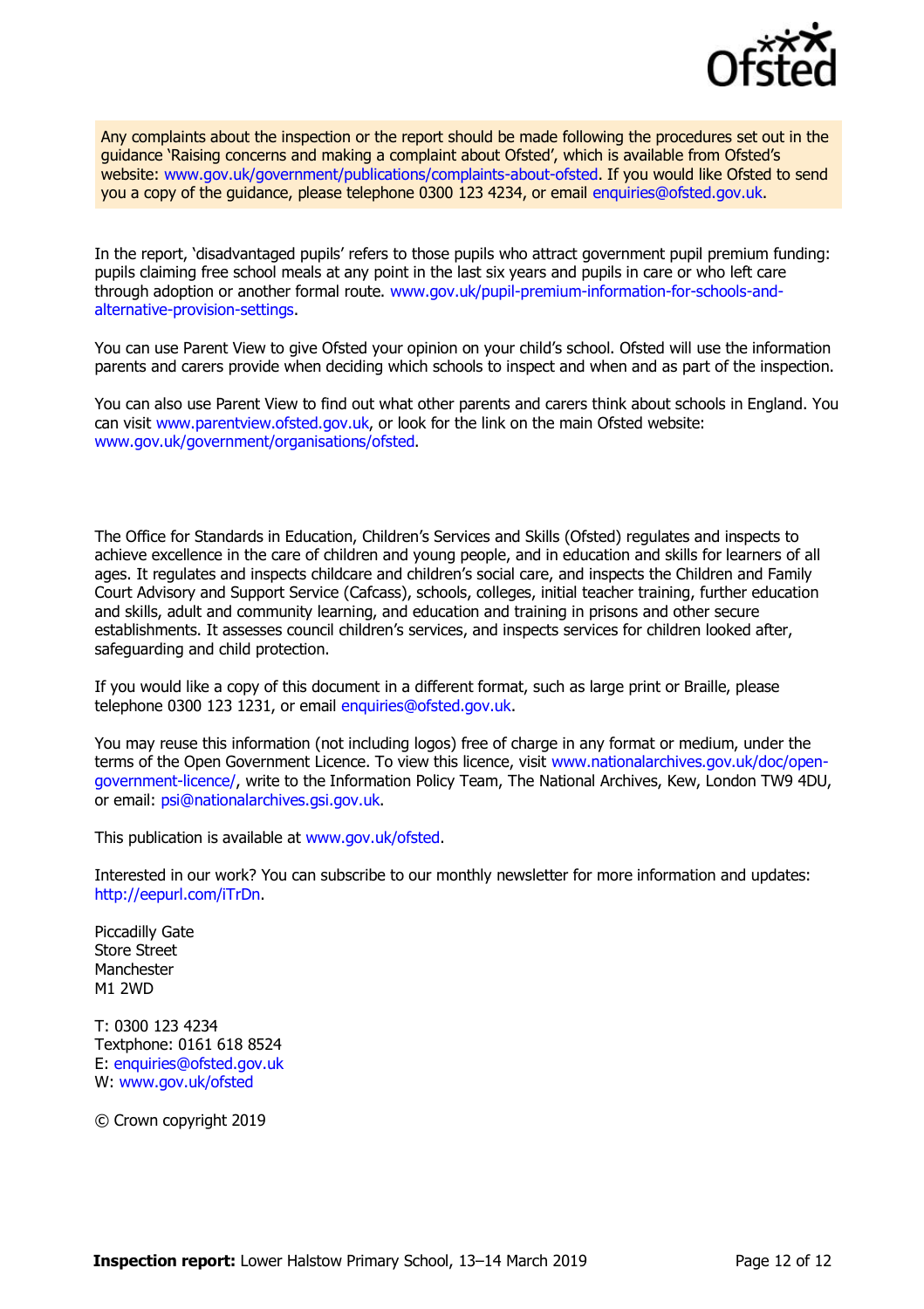Any complaints about the inspection or the report should be made following the procedures set out in the guidance 'Raising concerns and making a complaint about Ofsted', which is available from Ofsted's website: www.gov.uk/government/publications/complaints-about-ofsted. If you would like Ofsted to send you a copy of the guidance, please telephone 0300 123 4234, or email enquiries@ofsted.gov.uk.

In the report, 'disadvantaged pupils' refers to those pupils who attract government pupil premium funding: pupils claiming free school meals at any point in the last six years and pupils in care or who left care through adoption or another formal route. www.gov.uk/pupil-premium-information-for-schools-and-alternative-provision-settings.

You can use Parent View to give Ofsted your opinion on your child's school. Ofsted will use the information parents and carers provide when deciding which schools to inspect and when and as part of the inspection.

You can also use Parent View to find out what other parents and carers think about schools in England. You can visit www.parentview.ofsted.gov.uk, or look for the link on the main Ofsted website: www.gov.uk/government/organisations/ofsted.

The Office for Standards in Education, Children's Services and Skills (Ofsted) regulates and inspects to achieve excellence in the care of children and young people, and in education and skills for learners of all ages. It regulates and inspects childcare and children's social care, and inspects the Children and Family Court Advisory and Support Service (Cafcass), schools, colleges, initial teacher training, further education and skills, adult and community learning, and education and training in prisons and other secure establishments. It assesses council children's services, and inspects services for children looked after, safeguarding and child protection.

If you would like a copy of this document in a different format, such as large print or Braille, please telephone 0300 123 1231, or email enquiries@ofsted.gov.uk.

You may reuse this information (not including logos) free of charge in any format or medium, under the terms of the Open Government Licence. To view this licence, visit www.nationalarchives.gov.uk/doc/open-government-licence/, write to the Information Policy Team, The National Archives, Kew, London TW9 4DU, or email: psi@nationalarchives.gsi.gov.uk.

This publication is available at www.gov.uk/ofsted.

Interested in our work? You can subscribe to our monthly newsletter for more information and updates: http://eepurl.com/iTrDn.

Piccadilly Gate
Store Street
Manchester
M1 2WD

T: 0300 123 4234
Textphone: 0161 618 8524
E: enquiries@ofsted.gov.uk
W: www.gov.uk/ofsted

© Crown copyright 2019